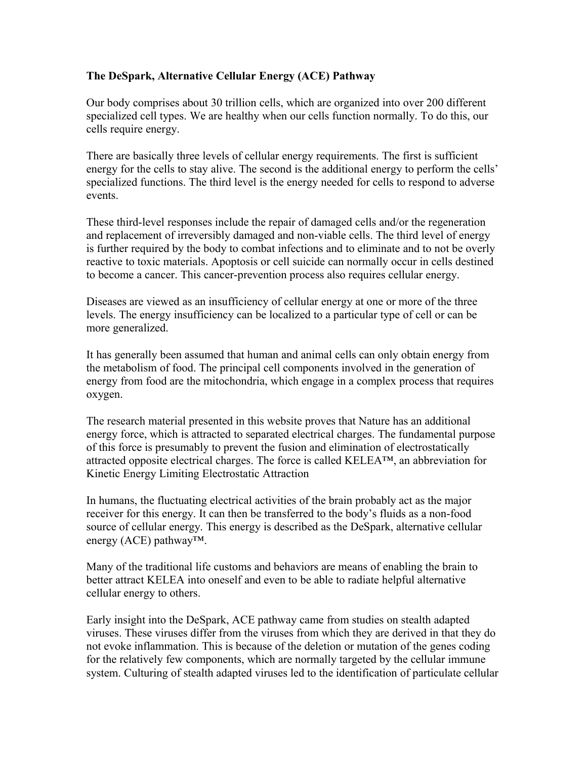**The DeSpark, Alternative Cellular Energy (ACE) Pathway**

Our body comprises about 30 trillion cells, which are organized into over 200 different specialized cell types. We are healthy when our cells function normally. To do this, our cells require energy.

There are basically three levels of cellular energy requirements. The first is sufficient energy for the cells to stay alive. The second is the additional energy to perform the cells' specialized functions. The third level is the energy needed for cells to respond to adverse events.

These third-level responses include the repair of damaged cells and/or the regeneration and replacement of irreversibly damaged and non-viable cells. The third level of energy is further required by the body to combat infections and to eliminate and to not be overly reactive to toxic materials. Apoptosis or cell suicide can normally occur in cells destined to become a cancer. This cancer-prevention process also requires cellular energy.

Diseases are viewed as an insufficiency of cellular energy at one or more of the three levels. The energy insufficiency can be localized to a particular type of cell or can be more generalized.

It has generally been assumed that human and animal cells can only obtain energy from the metabolism of food. The principal cell components involved in the generation of energy from food are the mitochondria, which engage in a complex process that requires oxygen.

The research material presented in this website proves that Nature has an additional energy force, which is attracted to separated electrical charges. The fundamental purpose of this force is presumably to prevent the fusion and elimination of electrostatically attracted opposite electrical charges. The force is called KELEA™, an abbreviation for Kinetic Energy Limiting Electrostatic Attraction

In humans, the fluctuating electrical activities of the brain probably act as the major receiver for this energy. It can then be transferred to the body's fluids as a non-food source of cellular energy. This energy is described as the DeSpark, alternative cellular energy (ACE) pathway™.

Many of the traditional life customs and behaviors are means of enabling the brain to better attract KELEA into oneself and even to be able to radiate helpful alternative cellular energy to others.

Early insight into the DeSpark, ACE pathway came from studies on stealth adapted viruses. These viruses differ from the viruses from which they are derived in that they do not evoke inflammation. This is because of the deletion or mutation of the genes coding for the relatively few components, which are normally targeted by the cellular immune system. Culturing of stealth adapted viruses led to the identification of particulate cellular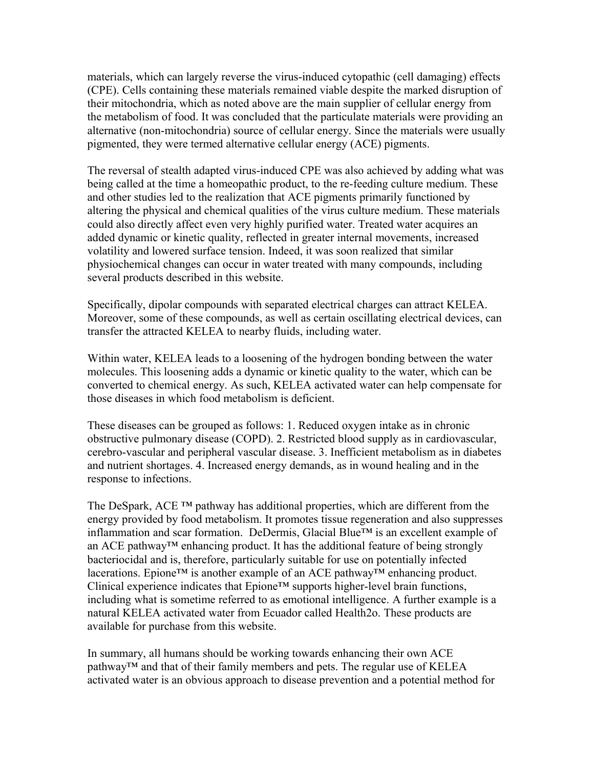materials, which can largely reverse the virus-induced cytopathic (cell damaging) effects (CPE). Cells containing these materials remained viable despite the marked disruption of their mitochondria, which as noted above are the main supplier of cellular energy from the metabolism of food. It was concluded that the particulate materials were providing an alternative (non-mitochondria) source of cellular energy. Since the materials were usually pigmented, they were termed alternative cellular energy (ACE) pigments.

The reversal of stealth adapted virus-induced CPE was also achieved by adding what was being called at the time a homeopathic product, to the re-feeding culture medium. These and other studies led to the realization that ACE pigments primarily functioned by altering the physical and chemical qualities of the virus culture medium. These materials could also directly affect even very highly purified water. Treated water acquires an added dynamic or kinetic quality, reflected in greater internal movements, increased volatility and lowered surface tension. Indeed, it was soon realized that similar physiochemical changes can occur in water treated with many compounds, including several products described in this website.

Specifically, dipolar compounds with separated electrical charges can attract KELEA. Moreover, some of these compounds, as well as certain oscillating electrical devices, can transfer the attracted KELEA to nearby fluids, including water.

Within water, KELEA leads to a loosening of the hydrogen bonding between the water molecules. This loosening adds a dynamic or kinetic quality to the water, which can be converted to chemical energy. As such, KELEA activated water can help compensate for those diseases in which food metabolism is deficient.

These diseases can be grouped as follows: 1. Reduced oxygen intake as in chronic obstructive pulmonary disease (COPD). 2. Restricted blood supply as in cardiovascular, cerebro-vascular and peripheral vascular disease. 3. Inefficient metabolism as in diabetes and nutrient shortages. 4. Increased energy demands, as in wound healing and in the response to infections.

The DeSpark, ACE ™ pathway has additional properties, which are different from the energy provided by food metabolism. It promotes tissue regeneration and also suppresses inflammation and scar formation. DeDermis, Glacial Blue™ is an excellent example of an ACE pathway™ enhancing product. It has the additional feature of being strongly bacteriocidal and is, therefore, particularly suitable for use on potentially infected lacerations. Epione™ is another example of an ACE pathway™ enhancing product. Clinical experience indicates that Epione™ supports higher-level brain functions, including what is sometime referred to as emotional intelligence. A further example is a natural KELEA activated water from Ecuador called Health2o. These products are available for purchase from this website.

In summary, all humans should be working towards enhancing their own ACE pathway™ and that of their family members and pets. The regular use of KELEA activated water is an obvious approach to disease prevention and a potential method for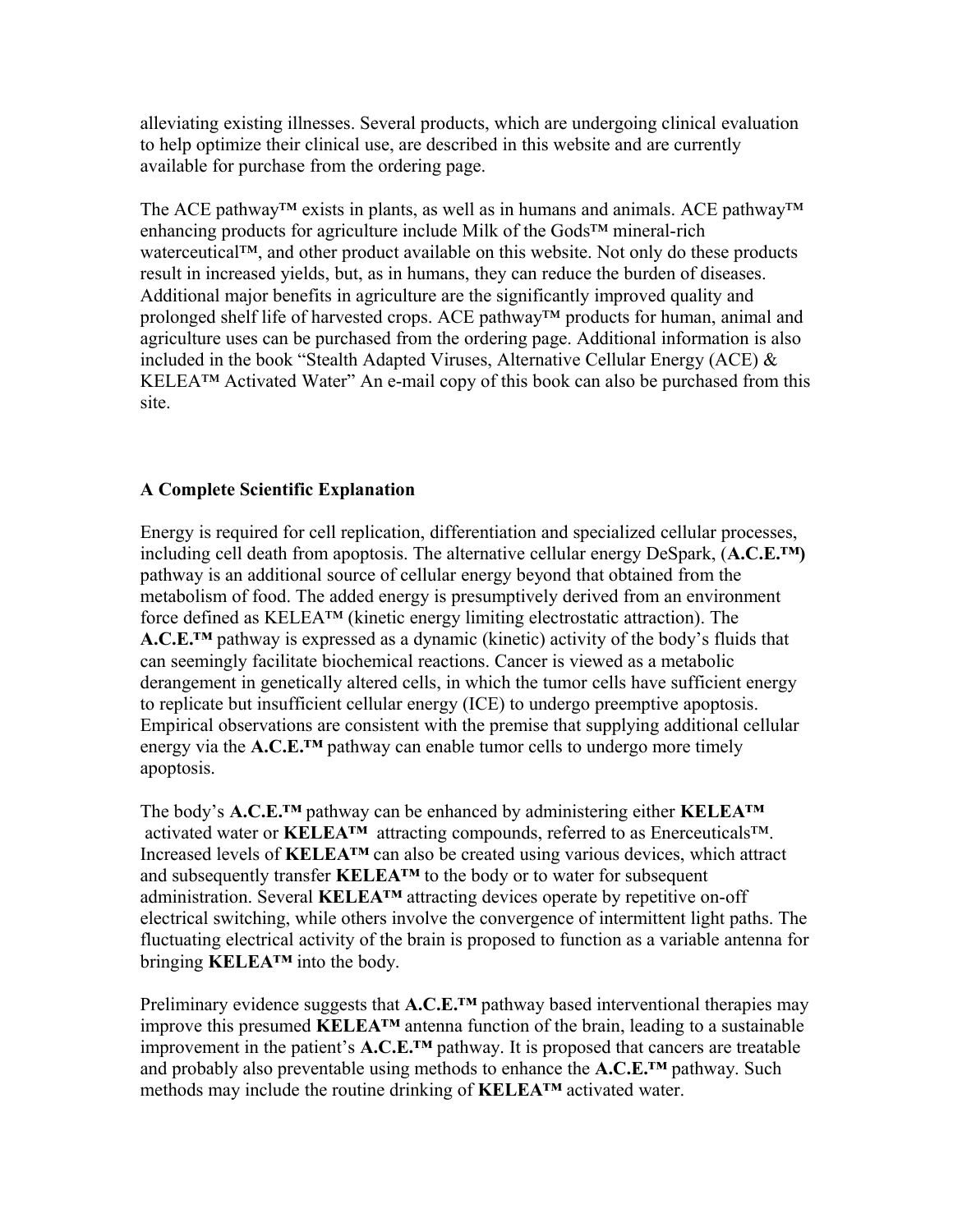alleviating existing illnesses. Several products, which are undergoing clinical evaluation to help optimize their clinical use, are described in this website and are currently available for purchase from the ordering page.

The ACE pathway™ exists in plants, as well as in humans and animals. ACE pathway™ enhancing products for agriculture include Milk of the Gods™ mineral-rich waterceutical™, and other product available on this website. Not only do these products result in increased yields, but, as in humans, they can reduce the burden of diseases. Additional major benefits in agriculture are the significantly improved quality and prolonged shelf life of harvested crops. ACE pathway™ products for human, animal and agriculture uses can be purchased from the ordering page. Additional information is also included in the book "Stealth Adapted Viruses, Alternative Cellular Energy (ACE) & KELEA™ Activated Water" An e-mail copy of this book can also be purchased from this site.

**A Complete Scientific Explanation**

Energy is required for cell replication, differentiation and specialized cellular processes, including cell death from apoptosis. The alternative cellular energy DeSpark, (**A.C.E.™)** pathway is an additional source of cellular energy beyond that obtained from the metabolism of food. The added energy is presumptively derived from an environment force defined as KELEA™ (kinetic energy limiting electrostatic attraction). The **A.C.E.™** pathway is expressed as a dynamic (kinetic) activity of the body's fluids that can seemingly facilitate biochemical reactions. Cancer is viewed as a metabolic derangement in genetically altered cells, in which the tumor cells have sufficient energy to replicate but insufficient cellular energy (ICE) to undergo preemptive apoptosis. Empirical observations are consistent with the premise that supplying additional cellular energy via the **A.C.E.™** pathway can enable tumor cells to undergo more timely apoptosis.

The body's **A.C.E.™** pathway can be enhanced by administering either **KELEA™** activated water or **KELEA™** attracting compounds, referred to as Enerceuticals™. Increased levels of **KELEA™** can also be created using various devices, which attract and subsequently transfer **KELEA™** to the body or to water for subsequent administration. Several **KELEA™** attracting devices operate by repetitive on-off electrical switching, while others involve the convergence of intermittent light paths. The fluctuating electrical activity of the brain is proposed to function as a variable antenna for bringing **KELEA™** into the body.

Preliminary evidence suggests that **A.C.E.™** pathway based interventional therapies may improve this presumed **KELEA™** antenna function of the brain, leading to a sustainable improvement in the patient's **A.C.E.™** pathway. It is proposed that cancers are treatable and probably also preventable using methods to enhance the **A.C.E.™** pathway. Such methods may include the routine drinking of **KELEA™** activated water.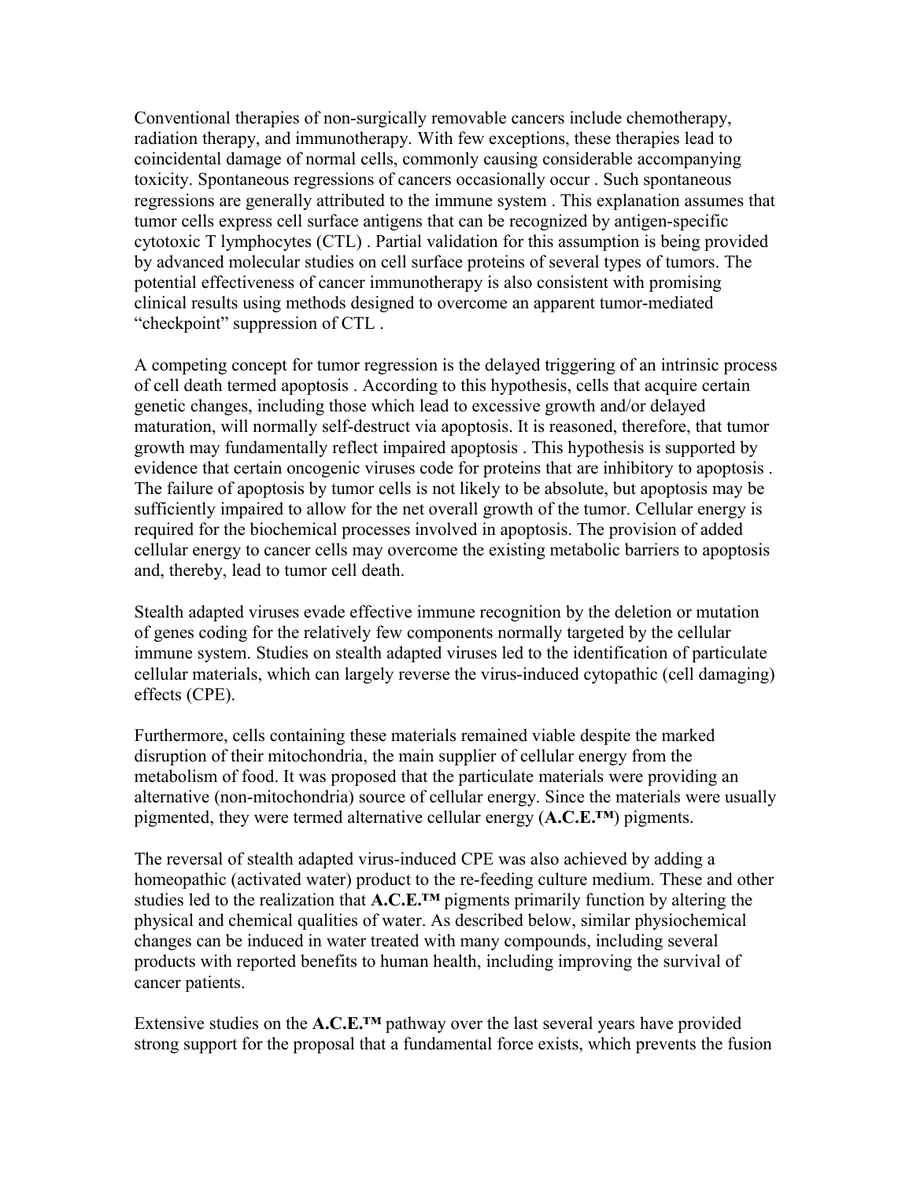Conventional therapies of non-surgically removable cancers include chemotherapy, radiation therapy, and immunotherapy. With few exceptions, these therapies lead to coincidental damage of normal cells, commonly causing considerable accompanying toxicity. Spontaneous regressions of cancers occasionally occur . Such spontaneous regressions are generally attributed to the immune system . This explanation assumes that tumor cells express cell surface antigens that can be recognized by antigen-specific cytotoxic T lymphocytes (CTL) . Partial validation for this assumption is being provided by advanced molecular studies on cell surface proteins of several types of tumors. The potential effectiveness of cancer immunotherapy is also consistent with promising clinical results using methods designed to overcome an apparent tumor-mediated "checkpoint" suppression of CTL .

A competing concept for tumor regression is the delayed triggering of an intrinsic process of cell death termed apoptosis . According to this hypothesis, cells that acquire certain genetic changes, including those which lead to excessive growth and/or delayed maturation, will normally self-destruct via apoptosis. It is reasoned, therefore, that tumor growth may fundamentally reflect impaired apoptosis . This hypothesis is supported by evidence that certain oncogenic viruses code for proteins that are inhibitory to apoptosis . The failure of apoptosis by tumor cells is not likely to be absolute, but apoptosis may be sufficiently impaired to allow for the net overall growth of the tumor. Cellular energy is required for the biochemical processes involved in apoptosis. The provision of added cellular energy to cancer cells may overcome the existing metabolic barriers to apoptosis and, thereby, lead to tumor cell death.

Stealth adapted viruses evade effective immune recognition by the deletion or mutation of genes coding for the relatively few components normally targeted by the cellular immune system. Studies on stealth adapted viruses led to the identification of particulate cellular materials, which can largely reverse the virus-induced cytopathic (cell damaging) effects (CPE).

Furthermore, cells containing these materials remained viable despite the marked disruption of their mitochondria, the main supplier of cellular energy from the metabolism of food. It was proposed that the particulate materials were providing an alternative (non-mitochondria) source of cellular energy. Since the materials were usually pigmented, they were termed alternative cellular energy (**A.C.E.™**) pigments.

The reversal of stealth adapted virus-induced CPE was also achieved by adding a homeopathic (activated water) product to the re-feeding culture medium. These and other studies led to the realization that **A.C.E.™** pigments primarily function by altering the physical and chemical qualities of water. As described below, similar physiochemical changes can be induced in water treated with many compounds, including several products with reported benefits to human health, including improving the survival of cancer patients.

Extensive studies on the **A.C.E.™** pathway over the last several years have provided strong support for the proposal that a fundamental force exists, which prevents the fusion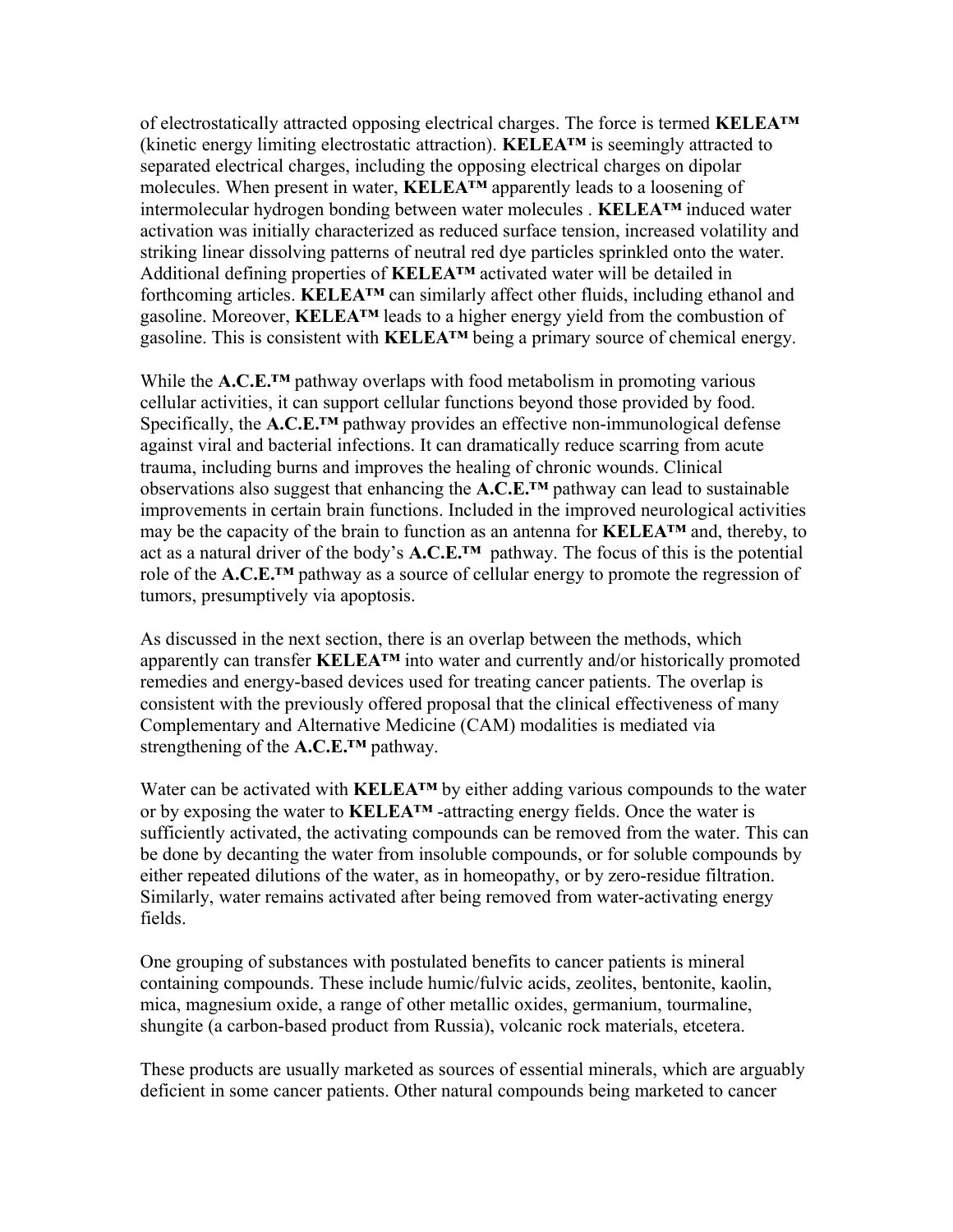of electrostatically attracted opposing electrical charges. The force is termed **KELEA™** (kinetic energy limiting electrostatic attraction). **KELEA™** is seemingly attracted to separated electrical charges, including the opposing electrical charges on dipolar molecules. When present in water, **KELEA™** apparently leads to a loosening of intermolecular hydrogen bonding between water molecules . **KELEA™** induced water activation was initially characterized as reduced surface tension, increased volatility and striking linear dissolving patterns of neutral red dye particles sprinkled onto the water. Additional defining properties of **KELEA™** activated water will be detailed in forthcoming articles. **KELEA™** can similarly affect other fluids, including ethanol and gasoline. Moreover, **KELEA™** leads to a higher energy yield from the combustion of gasoline. This is consistent with **KELEA™** being a primary source of chemical energy.

While the **A.C.E.™** pathway overlaps with food metabolism in promoting various cellular activities, it can support cellular functions beyond those provided by food. Specifically, the **A.C.E.™** pathway provides an effective non-immunological defense against viral and bacterial infections. It can dramatically reduce scarring from acute trauma, including burns and improves the healing of chronic wounds. Clinical observations also suggest that enhancing the **A.C.E.™** pathway can lead to sustainable improvements in certain brain functions. Included in the improved neurological activities may be the capacity of the brain to function as an antenna for **KELEA™** and, thereby, to act as a natural driver of the body's **A.C.E.™** pathway. The focus of this is the potential role of the **A.C.E.™** pathway as a source of cellular energy to promote the regression of tumors, presumptively via apoptosis.

As discussed in the next section, there is an overlap between the methods, which apparently can transfer **KELEA™** into water and currently and/or historically promoted remedies and energy-based devices used for treating cancer patients. The overlap is consistent with the previously offered proposal that the clinical effectiveness of many Complementary and Alternative Medicine (CAM) modalities is mediated via strengthening of the **A.C.E.™** pathway.

Water can be activated with **KELEA™** by either adding various compounds to the water or by exposing the water to **KELEA™** -attracting energy fields. Once the water is sufficiently activated, the activating compounds can be removed from the water. This can be done by decanting the water from insoluble compounds, or for soluble compounds by either repeated dilutions of the water, as in homeopathy, or by zero-residue filtration. Similarly, water remains activated after being removed from water-activating energy fields.

One grouping of substances with postulated benefits to cancer patients is mineral containing compounds. These include humic/fulvic acids, zeolites, bentonite, kaolin, mica, magnesium oxide, a range of other metallic oxides, germanium, tourmaline, shungite (a carbon-based product from Russia), volcanic rock materials, etcetera.

These products are usually marketed as sources of essential minerals, which are arguably deficient in some cancer patients. Other natural compounds being marketed to cancer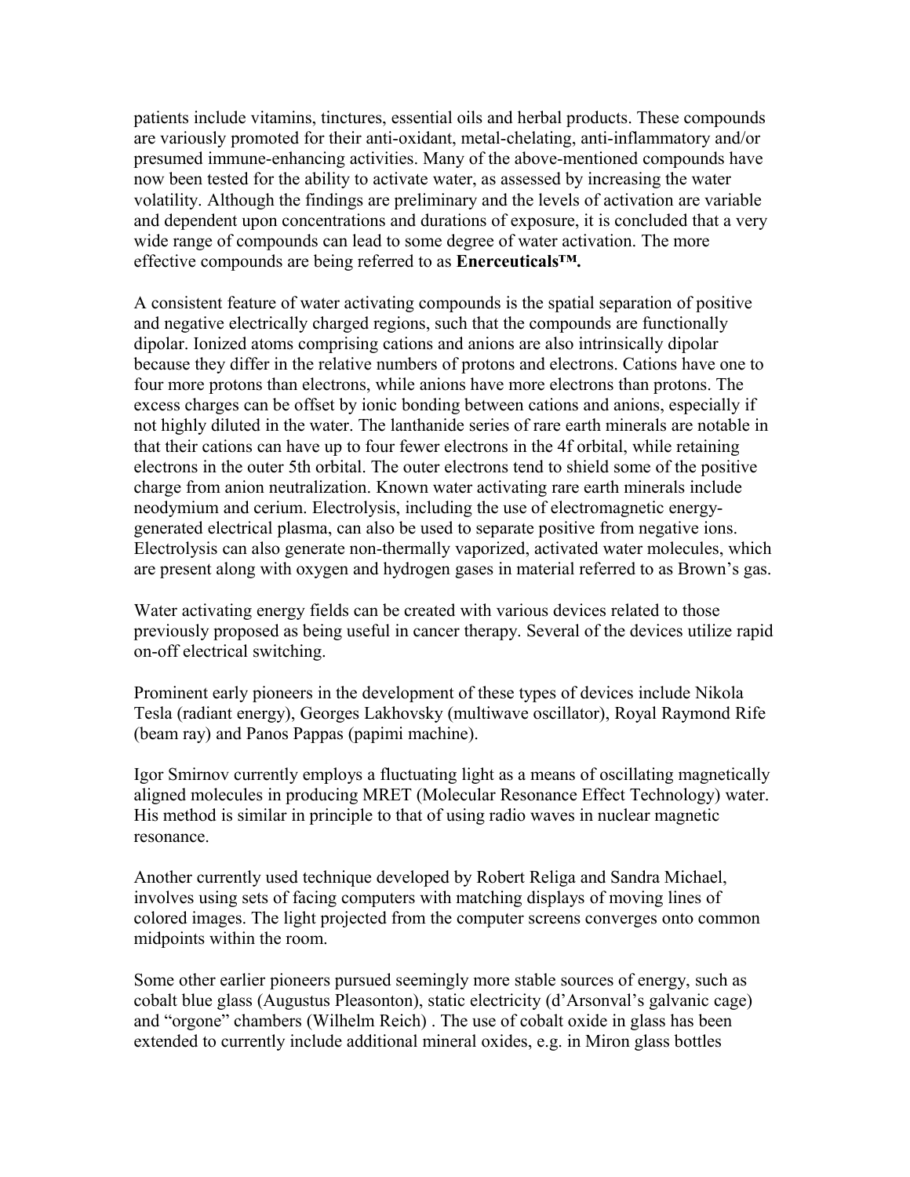patients include vitamins, tinctures, essential oils and herbal products. These compounds are variously promoted for their anti-oxidant, metal-chelating, anti-inflammatory and/or presumed immune-enhancing activities. Many of the above-mentioned compounds have now been tested for the ability to activate water, as assessed by increasing the water volatility. Although the findings are preliminary and the levels of activation are variable and dependent upon concentrations and durations of exposure, it is concluded that a very wide range of compounds can lead to some degree of water activation. The more effective compounds are being referred to as **Enerceuticals™.**

A consistent feature of water activating compounds is the spatial separation of positive and negative electrically charged regions, such that the compounds are functionally dipolar. Ionized atoms comprising cations and anions are also intrinsically dipolar because they differ in the relative numbers of protons and electrons. Cations have one to four more protons than electrons, while anions have more electrons than protons. The excess charges can be offset by ionic bonding between cations and anions, especially if not highly diluted in the water. The lanthanide series of rare earth minerals are notable in that their cations can have up to four fewer electrons in the 4f orbital, while retaining electrons in the outer 5th orbital. The outer electrons tend to shield some of the positive charge from anion neutralization. Known water activating rare earth minerals include neodymium and cerium. Electrolysis, including the use of electromagnetic energy-generated electrical plasma, can also be used to separate positive from negative ions. Electrolysis can also generate non-thermally vaporized, activated water molecules, which are present along with oxygen and hydrogen gases in material referred to as Brown's gas.

Water activating energy fields can be created with various devices related to those previously proposed as being useful in cancer therapy. Several of the devices utilize rapid on-off electrical switching.

Prominent early pioneers in the development of these types of devices include Nikola Tesla (radiant energy), Georges Lakhovsky (multiwave oscillator), Royal Raymond Rife (beam ray) and Panos Pappas (papimi machine).

Igor Smirnov currently employs a fluctuating light as a means of oscillating magnetically aligned molecules in producing MRET (Molecular Resonance Effect Technology) water. His method is similar in principle to that of using radio waves in nuclear magnetic resonance.

Another currently used technique developed by Robert Religa and Sandra Michael, involves using sets of facing computers with matching displays of moving lines of colored images. The light projected from the computer screens converges onto common midpoints within the room.

Some other earlier pioneers pursued seemingly more stable sources of energy, such as cobalt blue glass (Augustus Pleasonton), static electricity (d'Arsonval's galvanic cage) and "orgone" chambers (Wilhelm Reich) . The use of cobalt oxide in glass has been extended to currently include additional mineral oxides, e.g. in Miron glass bottles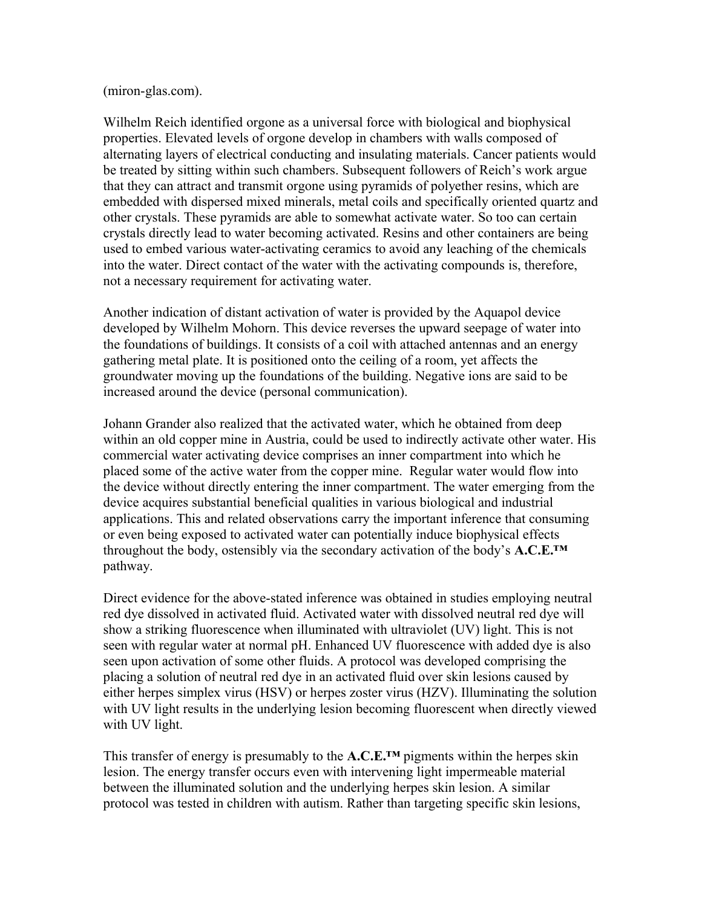(miron-glas.com).

Wilhelm Reich identified orgone as a universal force with biological and biophysical properties. Elevated levels of orgone develop in chambers with walls composed of alternating layers of electrical conducting and insulating materials. Cancer patients would be treated by sitting within such chambers. Subsequent followers of Reich's work argue that they can attract and transmit orgone using pyramids of polyether resins, which are embedded with dispersed mixed minerals, metal coils and specifically oriented quartz and other crystals. These pyramids are able to somewhat activate water. So too can certain crystals directly lead to water becoming activated. Resins and other containers are being used to embed various water-activating ceramics to avoid any leaching of the chemicals into the water. Direct contact of the water with the activating compounds is, therefore, not a necessary requirement for activating water.

Another indication of distant activation of water is provided by the Aquapol device developed by Wilhelm Mohorn. This device reverses the upward seepage of water into the foundations of buildings. It consists of a coil with attached antennas and an energy gathering metal plate. It is positioned onto the ceiling of a room, yet affects the groundwater moving up the foundations of the building. Negative ions are said to be increased around the device (personal communication).

Johann Grander also realized that the activated water, which he obtained from deep within an old copper mine in Austria, could be used to indirectly activate other water. His commercial water activating device comprises an inner compartment into which he placed some of the active water from the copper mine. Regular water would flow into the device without directly entering the inner compartment. The water emerging from the device acquires substantial beneficial qualities in various biological and industrial applications. This and related observations carry the important inference that consuming or even being exposed to activated water can potentially induce biophysical effects throughout the body, ostensibly via the secondary activation of the body's **A.C.E.™** pathway.

Direct evidence for the above-stated inference was obtained in studies employing neutral red dye dissolved in activated fluid. Activated water with dissolved neutral red dye will show a striking fluorescence when illuminated with ultraviolet (UV) light. This is not seen with regular water at normal pH. Enhanced UV fluorescence with added dye is also seen upon activation of some other fluids. A protocol was developed comprising the placing a solution of neutral red dye in an activated fluid over skin lesions caused by either herpes simplex virus (HSV) or herpes zoster virus (HZV). Illuminating the solution with UV light results in the underlying lesion becoming fluorescent when directly viewed with UV light.

This transfer of energy is presumably to the **A.C.E.™** pigments within the herpes skin lesion. The energy transfer occurs even with intervening light impermeable material between the illuminated solution and the underlying herpes skin lesion. A similar protocol was tested in children with autism. Rather than targeting specific skin lesions,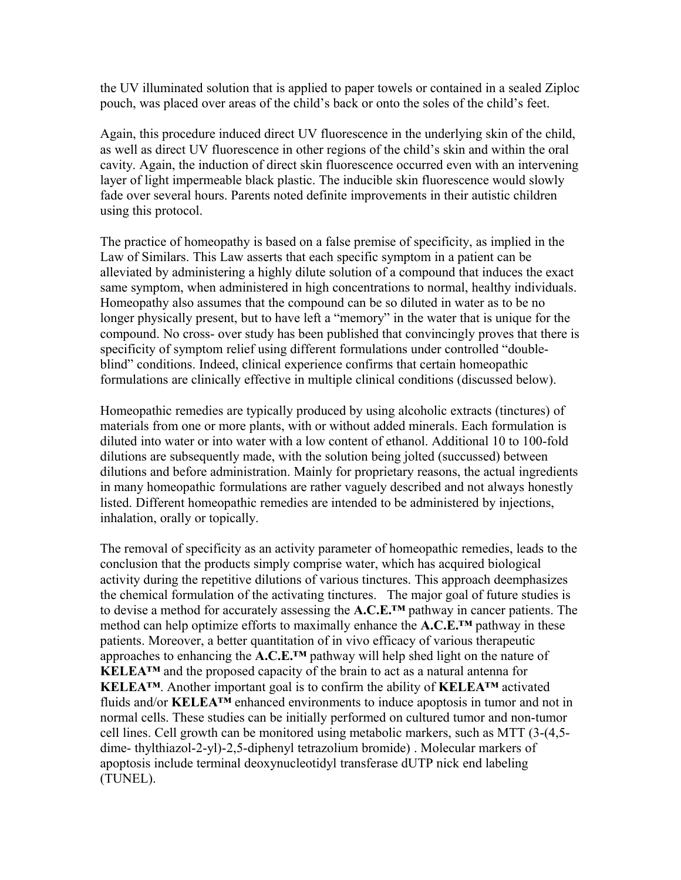the UV illuminated solution that is applied to paper towels or contained in a sealed Ziploc pouch, was placed over areas of the child's back or onto the soles of the child's feet.

Again, this procedure induced direct UV fluorescence in the underlying skin of the child, as well as direct UV fluorescence in other regions of the child's skin and within the oral cavity. Again, the induction of direct skin fluorescence occurred even with an intervening layer of light impermeable black plastic. The inducible skin fluorescence would slowly fade over several hours. Parents noted definite improvements in their autistic children using this protocol.

The practice of homeopathy is based on a false premise of specificity, as implied in the Law of Similars. This Law asserts that each specific symptom in a patient can be alleviated by administering a highly dilute solution of a compound that induces the exact same symptom, when administered in high concentrations to normal, healthy individuals. Homeopathy also assumes that the compound can be so diluted in water as to be no longer physically present, but to have left a "memory" in the water that is unique for the compound. No cross- over study has been published that convincingly proves that there is specificity of symptom relief using different formulations under controlled "double-blind" conditions. Indeed, clinical experience confirms that certain homeopathic formulations are clinically effective in multiple clinical conditions (discussed below).

Homeopathic remedies are typically produced by using alcoholic extracts (tinctures) of materials from one or more plants, with or without added minerals. Each formulation is diluted into water or into water with a low content of ethanol. Additional 10 to 100-fold dilutions are subsequently made, with the solution being jolted (succussed) between dilutions and before administration. Mainly for proprietary reasons, the actual ingredients in many homeopathic formulations are rather vaguely described and not always honestly listed. Different homeopathic remedies are intended to be administered by injections, inhalation, orally or topically.

The removal of specificity as an activity parameter of homeopathic remedies, leads to the conclusion that the products simply comprise water, which has acquired biological activity during the repetitive dilutions of various tinctures. This approach deemphasizes the chemical formulation of the activating tinctures. The major goal of future studies is to devise a method for accurately assessing the **A.C.E.™** pathway in cancer patients. The method can help optimize efforts to maximally enhance the **A.C.E.™** pathway in these patients. Moreover, a better quantitation of in vivo efficacy of various therapeutic approaches to enhancing the **A.C.E.™** pathway will help shed light on the nature of **KELEA™** and the proposed capacity of the brain to act as a natural antenna for **KELEA™**. Another important goal is to confirm the ability of **KELEA™** activated fluids and/or **KELEA™** enhanced environments to induce apoptosis in tumor and not in normal cells. These studies can be initially performed on cultured tumor and non-tumor cell lines. Cell growth can be monitored using metabolic markers, such as MTT (3-(4,5-dime- thylthiazol-2-yl)-2,5-diphenyl tetrazolium bromide) . Molecular markers of apoptosis include terminal deoxynucleotidyl transferase dUTP nick end labeling (TUNEL).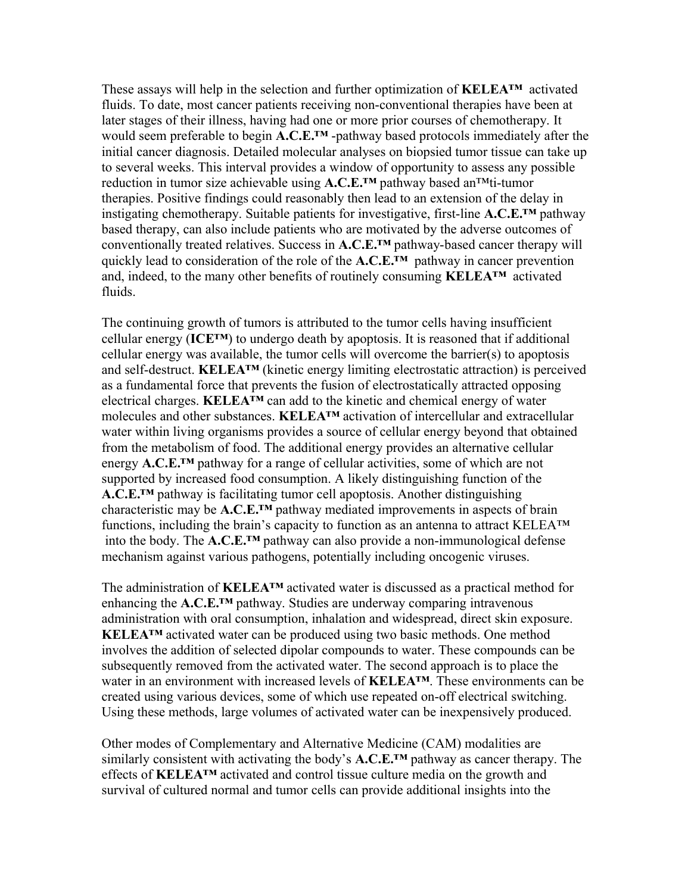These assays will help in the selection and further optimization of **KELEA™** activated fluids. To date, most cancer patients receiving non-conventional therapies have been at later stages of their illness, having had one or more prior courses of chemotherapy. It would seem preferable to begin **A.C.E.™** -pathway based protocols immediately after the initial cancer diagnosis. Detailed molecular analyses on biopsied tumor tissue can take up to several weeks. This interval provides a window of opportunity to assess any possible reduction in tumor size achievable using **A.C.E.™** pathway based an™ti-tumor therapies. Positive findings could reasonably then lead to an extension of the delay in instigating chemotherapy. Suitable patients for investigative, first-line **A.C.E.™** pathway based therapy, can also include patients who are motivated by the adverse outcomes of conventionally treated relatives. Success in **A.C.E.™** pathway-based cancer therapy will quickly lead to consideration of the role of the **A.C.E.™** pathway in cancer prevention and, indeed, to the many other benefits of routinely consuming **KELEA™** activated fluids.

The continuing growth of tumors is attributed to the tumor cells having insufficient cellular energy (**ICE™**) to undergo death by apoptosis. It is reasoned that if additional cellular energy was available, the tumor cells will overcome the barrier(s) to apoptosis and self-destruct. **KELEA™** (kinetic energy limiting electrostatic attraction) is perceived as a fundamental force that prevents the fusion of electrostatically attracted opposing electrical charges. **KELEA™** can add to the kinetic and chemical energy of water molecules and other substances. **KELEA™** activation of intercellular and extracellular water within living organisms provides a source of cellular energy beyond that obtained from the metabolism of food. The additional energy provides an alternative cellular energy **A.C.E.™** pathway for a range of cellular activities, some of which are not supported by increased food consumption. A likely distinguishing function of the **A.C.E.™** pathway is facilitating tumor cell apoptosis. Another distinguishing characteristic may be **A.C.E.™** pathway mediated improvements in aspects of brain functions, including the brain's capacity to function as an antenna to attract KELEA™ into the body. The **A.C.E.™** pathway can also provide a non-immunological defense mechanism against various pathogens, potentially including oncogenic viruses.

The administration of **KELEA™** activated water is discussed as a practical method for enhancing the **A.C.E.™** pathway. Studies are underway comparing intravenous administration with oral consumption, inhalation and widespread, direct skin exposure. **KELEA™** activated water can be produced using two basic methods. One method involves the addition of selected dipolar compounds to water. These compounds can be subsequently removed from the activated water. The second approach is to place the water in an environment with increased levels of **KELEA™**. These environments can be created using various devices, some of which use repeated on-off electrical switching. Using these methods, large volumes of activated water can be inexpensively produced.

Other modes of Complementary and Alternative Medicine (CAM) modalities are similarly consistent with activating the body's **A.C.E.™** pathway as cancer therapy. The effects of **KELEA™** activated and control tissue culture media on the growth and survival of cultured normal and tumor cells can provide additional insights into the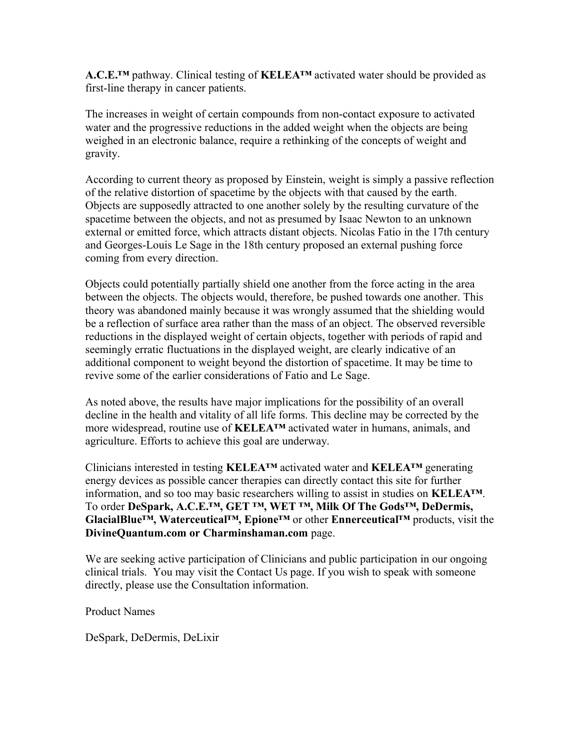**A.C.E.™** pathway. Clinical testing of **KELEA™** activated water should be provided as first-line therapy in cancer patients.

The increases in weight of certain compounds from non-contact exposure to activated water and the progressive reductions in the added weight when the objects are being weighed in an electronic balance, require a rethinking of the concepts of weight and gravity.

According to current theory as proposed by Einstein, weight is simply a passive reflection of the relative distortion of spacetime by the objects with that caused by the earth. Objects are supposedly attracted to one another solely by the resulting curvature of the spacetime between the objects, and not as presumed by Isaac Newton to an unknown external or emitted force, which attracts distant objects. Nicolas Fatio in the 17th century and Georges-Louis Le Sage in the 18th century proposed an external pushing force coming from every direction.

Objects could potentially partially shield one another from the force acting in the area between the objects. The objects would, therefore, be pushed towards one another. This theory was abandoned mainly because it was wrongly assumed that the shielding would be a reflection of surface area rather than the mass of an object. The observed reversible reductions in the displayed weight of certain objects, together with periods of rapid and seemingly erratic fluctuations in the displayed weight, are clearly indicative of an additional component to weight beyond the distortion of spacetime. It may be time to revive some of the earlier considerations of Fatio and Le Sage.

As noted above, the results have major implications for the possibility of an overall decline in the health and vitality of all life forms. This decline may be corrected by the more widespread, routine use of **KELEA™** activated water in humans, animals, and agriculture. Efforts to achieve this goal are underway.

Clinicians interested in testing **KELEA™** activated water and **KELEA™** generating energy devices as possible cancer therapies can directly contact this site for further information, and so too may basic researchers willing to assist in studies on **KELEA™**. To order **DeSpark, A.C.E.™, GET ™, WET ™, Milk Of The Gods™, DeDermis, GlacialBlue™, Waterceutical™, Epione™** or other **Ennerceutical™** products, visit the **DivineQuantum.com or Charminshaman.com** page.

We are seeking active participation of Clinicians and public participation in our ongoing clinical trials. You may visit the Contact Us page. If you wish to speak with someone directly, please use the Consultation information.

Product Names

DeSpark, DeDermis, DeLixir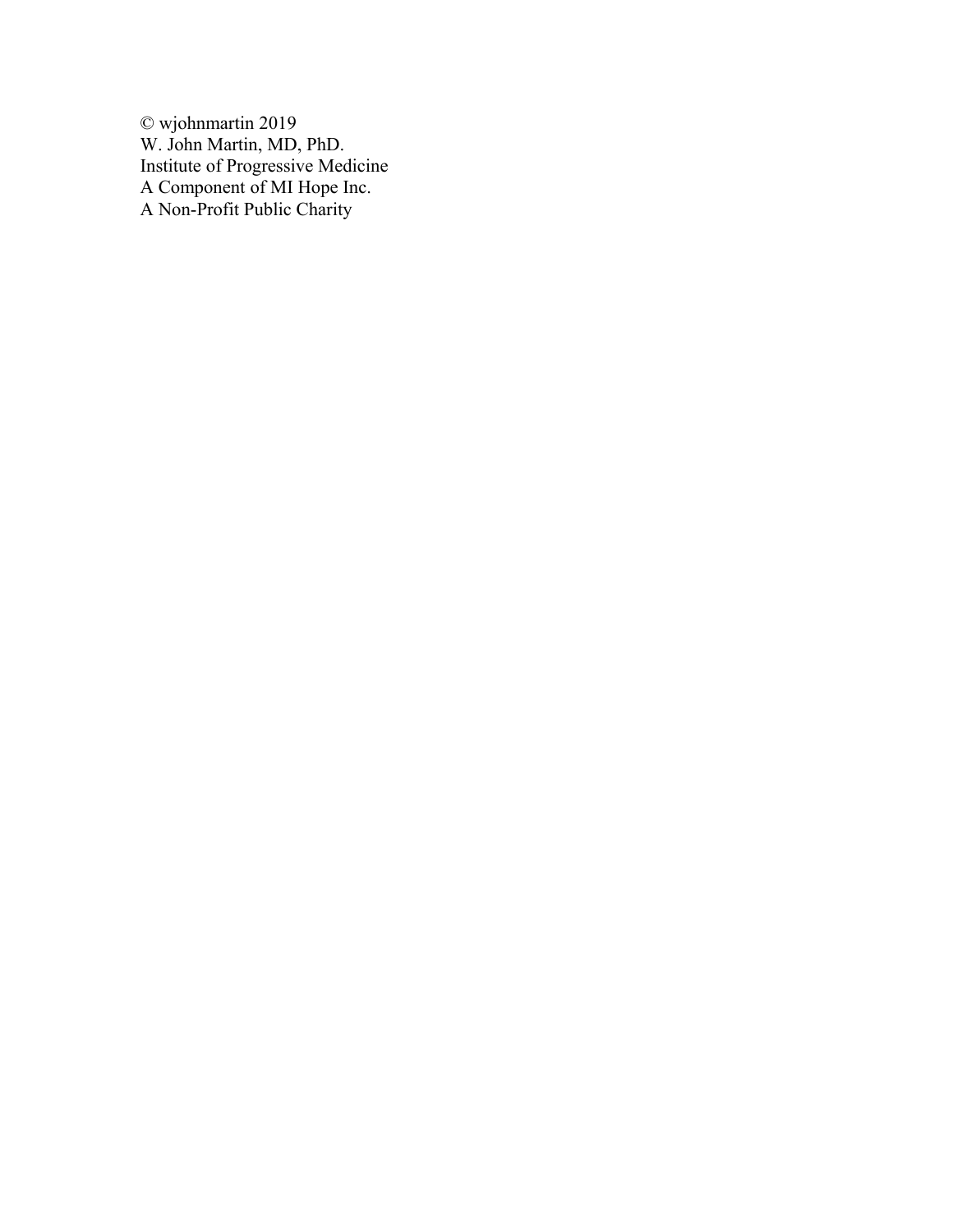© wjohnmartin 2019
W. John Martin, MD, PhD.
Institute of Progressive Medicine
A Component of MI Hope Inc.
A Non-Profit Public Charity